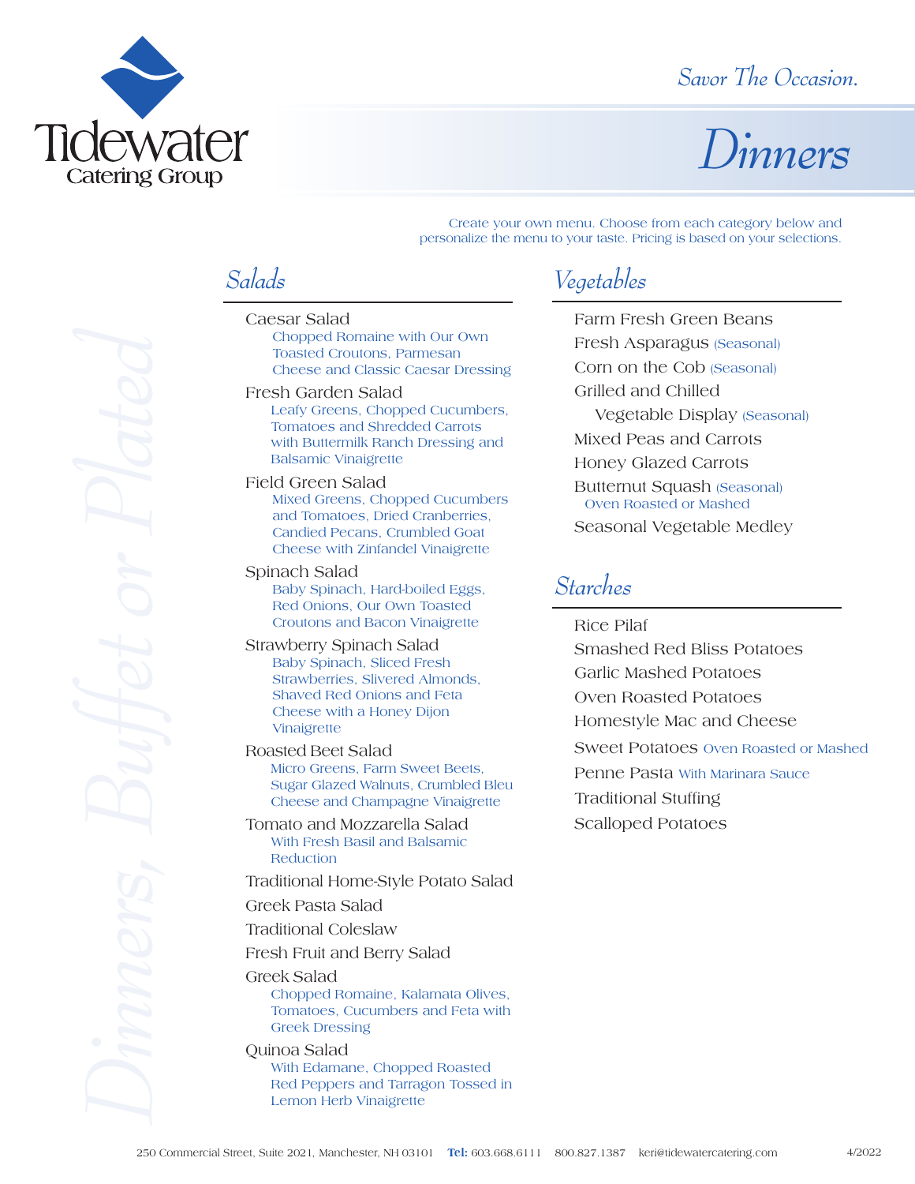# Tidewater Catering Group

*Savor The Occasion.*

# *Dinners*

*Dinners, Buffet or Plated*

Create your own menu. Choose from each category below and personalize the menu to your taste. Pricing is based on your selections.

## *Salads*

- Caesar Salad
  - Chopped Romaine with Our Own Toasted Croutons, Parmesan Cheese and Classic Caesar Dressing
- Fresh Garden Salad
  - Leafy Greens, Chopped Cucumbers, Tomatoes and Shredded Carrots with Buttermilk Ranch Dressing and Balsamic Vinaigrette
- Field Green Salad
  - Mixed Greens, Chopped Cucumbers and Tomatoes, Dried Cranberries, Candied Pecans, Crumbled Goat Cheese with Zinfandel Vinaigrette
- Spinach Salad
  - Baby Spinach, Hard-boiled Eggs, Red Onions, Our Own Toasted Croutons and Bacon Vinaigrette
- Strawberry Spinach Salad
  - Baby Spinach, Sliced Fresh Strawberries, Slivered Almonds, Shaved Red Onions and Feta Cheese with a Honey Dijon Vinaigrette
- Roasted Beet Salad
  - Micro Greens, Farm Sweet Beets, Sugar Glazed Walnuts, Crumbled Bleu Cheese and Champagne Vinaigrette
- Tomato and Mozzarella Salad
  - With Fresh Basil and Balsamic Reduction
- Traditional Home-Style Potato Salad
- Greek Pasta Salad
- Traditional Coleslaw
- Fresh Fruit and Berry Salad
- Greek Salad
  - Chopped Romaine, Kalamata Olives, Tomatoes, Cucumbers and Feta with Greek Dressing
- Quinoa Salad
  - With Edamame, Chopped Roasted Red Peppers and Tarragon Tossed in Lemon Herb Vinaigrette

## *Vegetables*

- Farm Fresh Green Beans
- Fresh Asparagus (Seasonal)
- Corn on the Cob (Seasonal)
- Grilled and Chilled Vegetable Display (Seasonal)
- Mixed Peas and Carrots
- Honey Glazed Carrots
- Butternut Squash (Seasonal)
  - Oven Roasted or Mashed
- Seasonal Vegetable Medley

## *Starches*

- Rice Pilaf
- Smashed Red Bliss Potatoes
- Garlic Mashed Potatoes
- Oven Roasted Potatoes
- Homestyle Mac and Cheese
- Sweet Potatoes Oven Roasted or Mashed
- Penne Pasta With Marinara Sauce
- Traditional Stuffing
- Scalloped Potatoes

250 Commercial Street, Suite 2021, Manchester, NH 03101 **Tel:** 603.668.6111 800.827.1387 keri@tidewatercatering.com 4/2022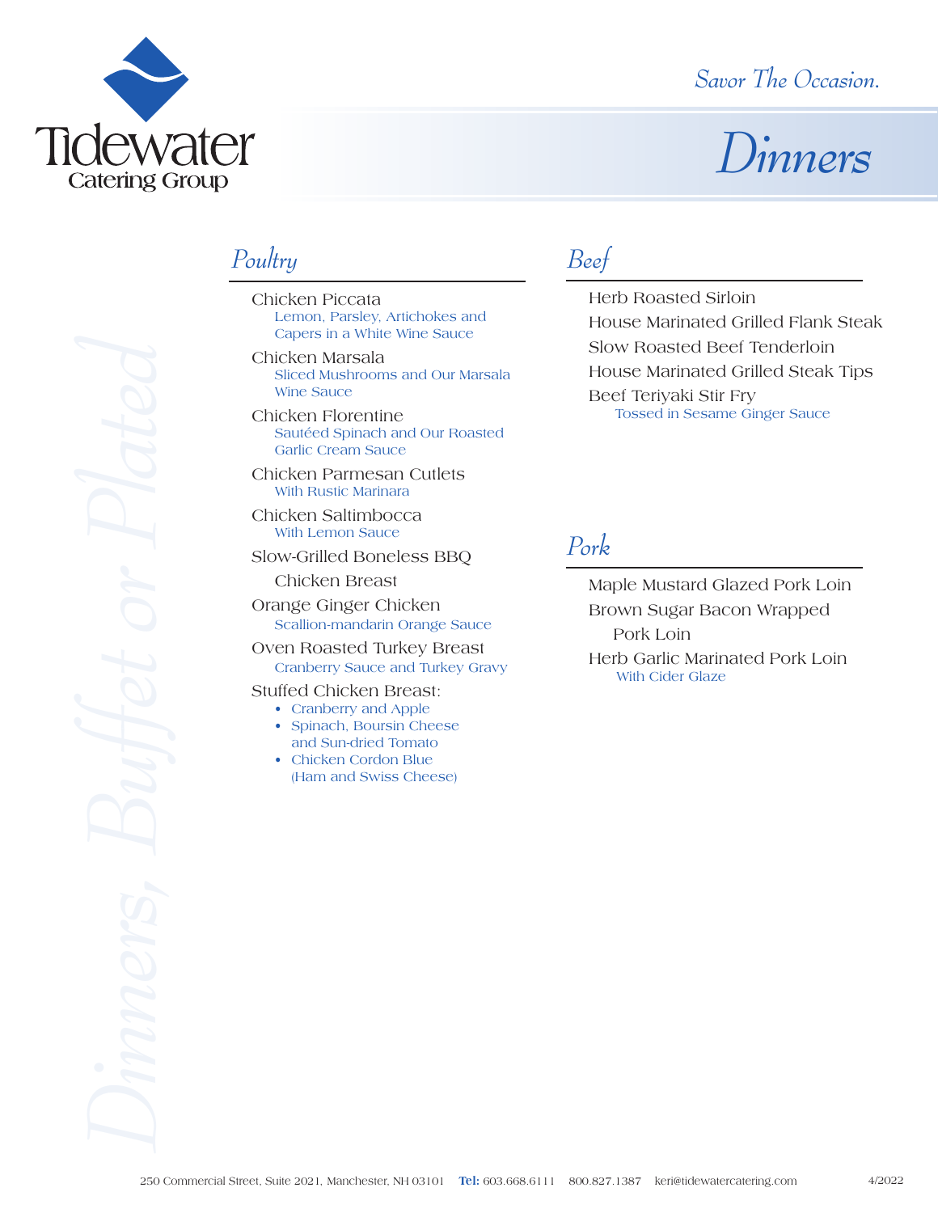Tidewater Catering Group

*Savor The Occasion.*

# Dinners

*Dinners, Buffet or Plated*

## Poultry

Chicken Piccata
Lemon, Parsley, Artichokes and Capers in a White Wine Sauce

Chicken Marsala
Sliced Mushrooms and Our Marsala Wine Sauce

Chicken Florentine
Sautéed Spinach and Our Roasted Garlic Cream Sauce

Chicken Parmesan Cutlets
With Rustic Marinara

Chicken Saltimbocca
With Lemon Sauce

Slow-Grilled Boneless BBQ Chicken Breast

Orange Ginger Chicken
Scallion-mandarin Orange Sauce

Oven Roasted Turkey Breast
Cranberry Sauce and Turkey Gravy

Stuffed Chicken Breast:

- Cranberry and Apple
- Spinach, Boursin Cheese and Sun-dried Tomato
- Chicken Cordon Blue (Ham and Swiss Cheese)

## Beef

Herb Roasted Sirloin

House Marinated Grilled Flank Steak

Slow Roasted Beef Tenderloin

House Marinated Grilled Steak Tips

Beef Teriyaki Stir Fry
Tossed in Sesame Ginger Sauce

## Pork

Maple Mustard Glazed Pork Loin

Brown Sugar Bacon Wrapped Pork Loin

Herb Garlic Marinated Pork Loin
With Cider Glaze

250 Commercial Street, Suite 2021, Manchester, NH 03101 **Tel:** 603.668.6111 800.827.1387 keri@tidewatercatering.com 4/2022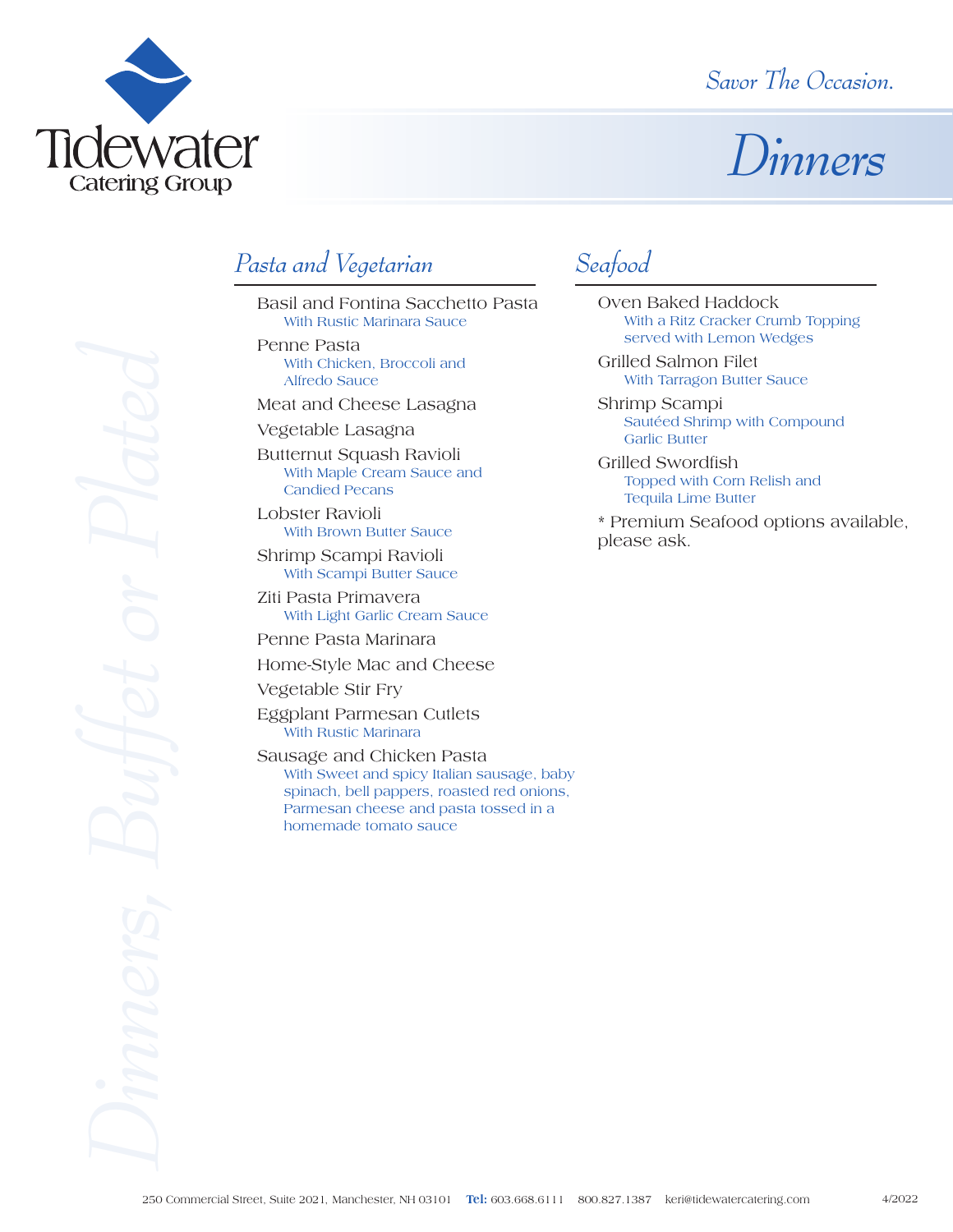Tidewater Catering Group

*Savor The Occasion.*

# *Dinners*

*Dinners, Buffet or Plated*

## *Pasta and Vegetarian*

Basil and Fontina Sacchetto Pasta
With Rustic Marinara Sauce

Penne Pasta
With Chicken, Broccoli and Alfredo Sauce

Meat and Cheese Lasagna

Vegetable Lasagna

Butternut Squash Ravioli
With Maple Cream Sauce and Candied Pecans

Lobster Ravioli
With Brown Butter Sauce

Shrimp Scampi Ravioli
With Scampi Butter Sauce

Ziti Pasta Primavera
With Light Garlic Cream Sauce

Penne Pasta Marinara

Home-Style Mac and Cheese

Vegetable Stir Fry

Eggplant Parmesan Cutlets
With Rustic Marinara

Sausage and Chicken Pasta
With Sweet and spicy Italian sausage, baby spinach, bell pappers, roasted red onions, Parmesan cheese and pasta tossed in a homemade tomato sauce

## *Seafood*

Oven Baked Haddock
With a Ritz Cracker Crumb Topping served with Lemon Wedges

Grilled Salmon Filet
With Tarragon Butter Sauce

Shrimp Scampi
Sautéed Shrimp with Compound Garlic Butter

Grilled Swordfish
Topped with Corn Relish and Tequila Lime Butter

* Premium Seafood options available, please ask.

250 Commercial Street, Suite 2021, Manchester, NH 03101 **Tel:** 603.668.6111 800.827.1387 keri@tidewatercatering.com 4/2022